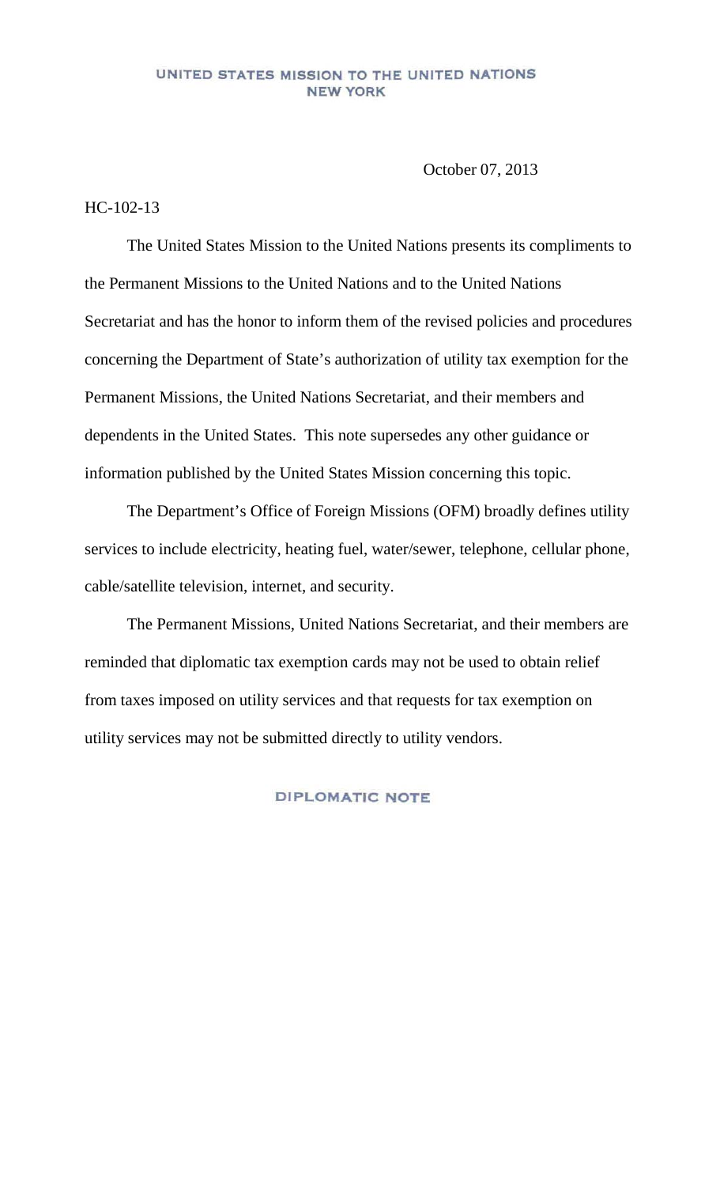**UNITED STATES MISSION TO THE UNITED NATIONS**
**NEW YORK**

October 07, 2013

HC-102-13

The United States Mission to the United Nations presents its compliments to the Permanent Missions to the United Nations and to the United Nations Secretariat and has the honor to inform them of the revised policies and procedures concerning the Department of State's authorization of utility tax exemption for the Permanent Missions, the United Nations Secretariat, and their members and dependents in the United States. This note supersedes any other guidance or information published by the United States Mission concerning this topic.

The Department's Office of Foreign Missions (OFM) broadly defines utility services to include electricity, heating fuel, water/sewer, telephone, cellular phone, cable/satellite television, internet, and security.

The Permanent Missions, United Nations Secretariat, and their members are reminded that diplomatic tax exemption cards may not be used to obtain relief from taxes imposed on utility services and that requests for tax exemption on utility services may not be submitted directly to utility vendors.

**DIPLOMATIC NOTE**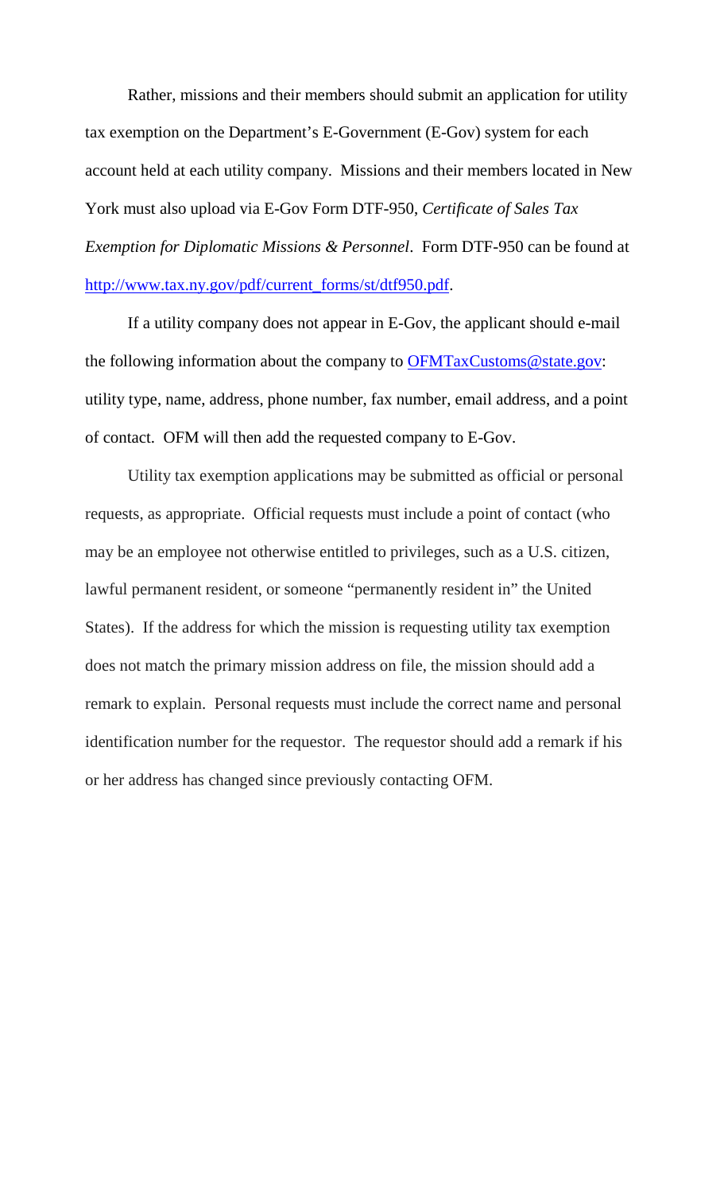Rather, missions and their members should submit an application for utility tax exemption on the Department's E-Government (E-Gov) system for each account held at each utility company. Missions and their members located in New York must also upload via E-Gov Form DTF-950, *Certificate of Sales Tax Exemption for Diplomatic Missions & Personnel*. Form DTF-950 can be found at [http://www.tax.ny.gov/pdf/current_forms/st/dtf950.pdf](http://www.tax.ny.gov/pdf/current_forms/st/dtf950.pdf).

If a utility company does not appear in E-Gov, the applicant should e-mail the following information about the company to [OFMTaxCustoms@state.gov](mailto:OFMTaxCustoms@state.gov): utility type, name, address, phone number, fax number, email address, and a point of contact. OFM will then add the requested company to E-Gov.

Utility tax exemption applications may be submitted as official or personal requests, as appropriate. Official requests must include a point of contact (who may be an employee not otherwise entitled to privileges, such as a U.S. citizen, lawful permanent resident, or someone "permanently resident in" the United States). If the address for which the mission is requesting utility tax exemption does not match the primary mission address on file, the mission should add a remark to explain. Personal requests must include the correct name and personal identification number for the requestor. The requestor should add a remark if his or her address has changed since previously contacting OFM.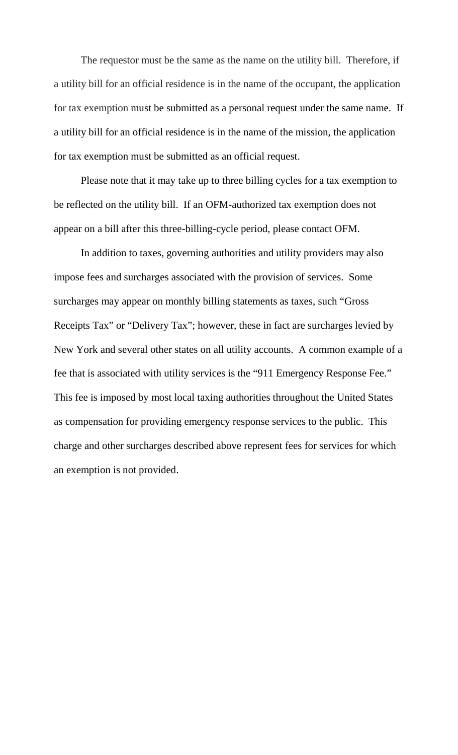The requestor must be the same as the name on the utility bill. Therefore, if a utility bill for an official residence is in the name of the occupant, the application for tax exemption must be submitted as a personal request under the same name. If a utility bill for an official residence is in the name of the mission, the application for tax exemption must be submitted as an official request.

Please note that it may take up to three billing cycles for a tax exemption to be reflected on the utility bill. If an OFM-authorized tax exemption does not appear on a bill after this three-billing-cycle period, please contact OFM.

In addition to taxes, governing authorities and utility providers may also impose fees and surcharges associated with the provision of services. Some surcharges may appear on monthly billing statements as taxes, such "Gross Receipts Tax" or "Delivery Tax"; however, these in fact are surcharges levied by New York and several other states on all utility accounts. A common example of a fee that is associated with utility services is the "911 Emergency Response Fee." This fee is imposed by most local taxing authorities throughout the United States as compensation for providing emergency response services to the public. This charge and other surcharges described above represent fees for services for which an exemption is not provided.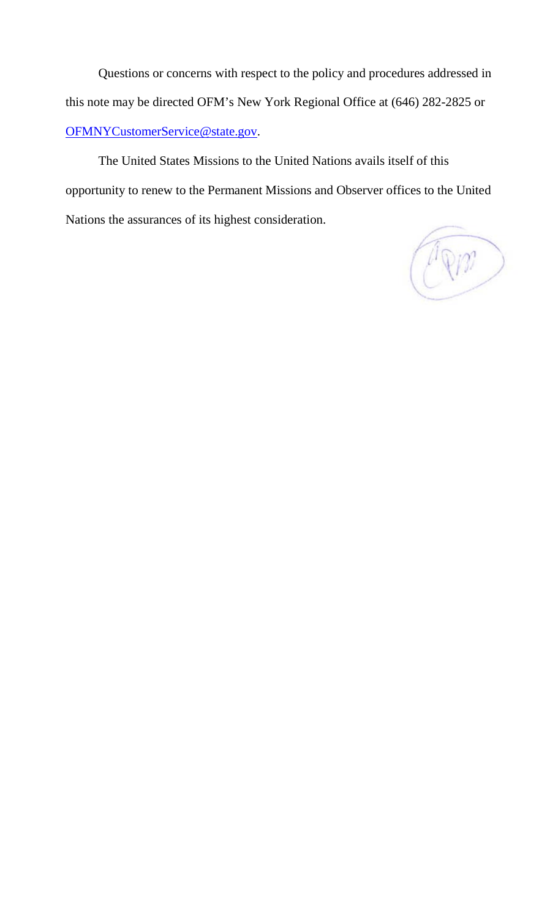Questions or concerns with respect to the policy and procedures addressed in this note may be directed OFM's New York Regional Office at (646) 282-2825 or OFMNYCustomerService@state.gov.

The United States Missions to the United Nations avails itself of this opportunity to renew to the Permanent Missions and Observer offices to the United Nations the assurances of its highest consideration.